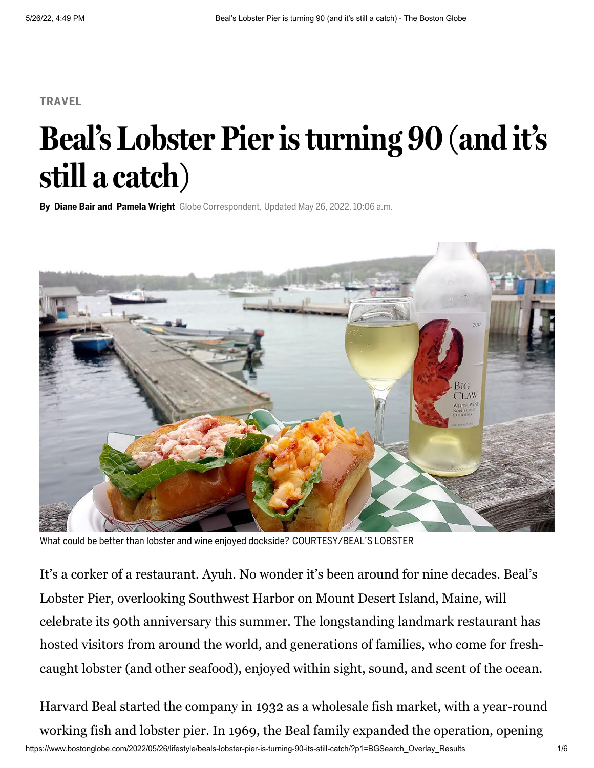TRAVEL

# Beal's Lobster Pier is turning 90 (and it's still a catch)

**By Diane Bair and Pamela Wright** Globe Correspondent, Updated May 26, 2022, 10:06 a.m.

What could be better than lobster and wine enjoyed dockside? COURTESY/BEAL'S LOBSTER

It's a corker of a restaurant. Ayuh. No wonder it's been around for nine decades. Beal's Lobster Pier, overlooking Southwest Harbor on Mount Desert Island, Maine, will celebrate its 90th anniversary this summer. The longstanding landmark restaurant has hosted visitors from around the world, and generations of families, who come for fresh-caught lobster (and other seafood), enjoyed within sight, sound, and scent of the ocean.

Harvard Beal started the company in 1932 as a wholesale fish market, with a year-round working fish and lobster pier. In 1969, the Beal family expanded the operation, opening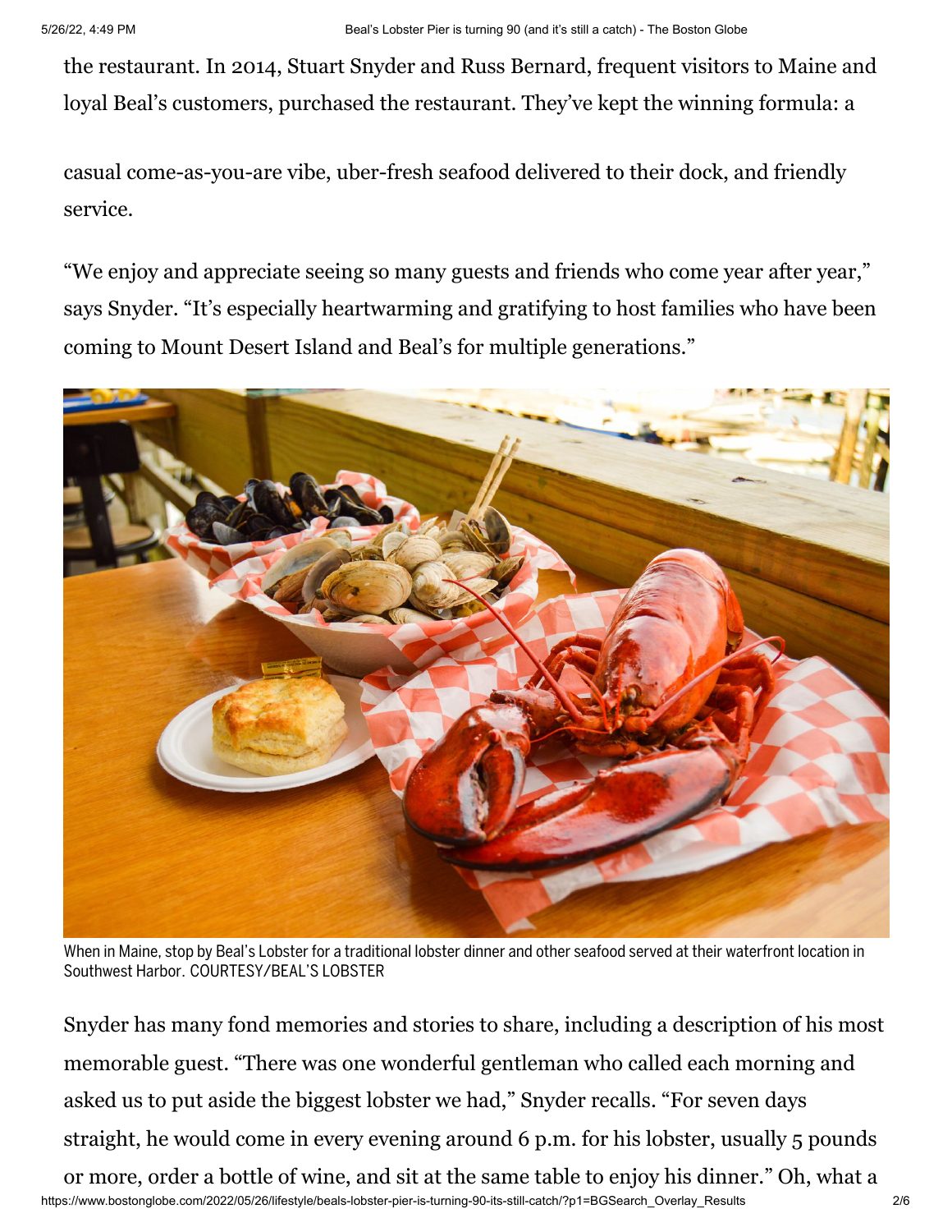the restaurant. In 2014, Stuart Snyder and Russ Bernard, frequent visitors to Maine and loyal Beal's customers, purchased the restaurant. They've kept the winning formula: a casual come-as-you-are vibe, uber-fresh seafood delivered to their dock, and friendly service.

"We enjoy and appreciate seeing so many guests and friends who come year after year," says Snyder. "It's especially heartwarming and gratifying to host families who have been coming to Mount Desert Island and Beal's for multiple generations."

When in Maine, stop by Beal's Lobster for a traditional lobster dinner and other seafood served at their waterfront location in Southwest Harbor. COURTESY/BEAL'S LOBSTER

Snyder has many fond memories and stories to share, including a description of his most memorable guest. "There was one wonderful gentleman who called each morning and asked us to put aside the biggest lobster we had," Snyder recalls. "For seven days straight, he would come in every evening around 6 p.m. for his lobster, usually 5 pounds or more, order a bottle of wine, and sit at the same table to enjoy his dinner." Oh, what a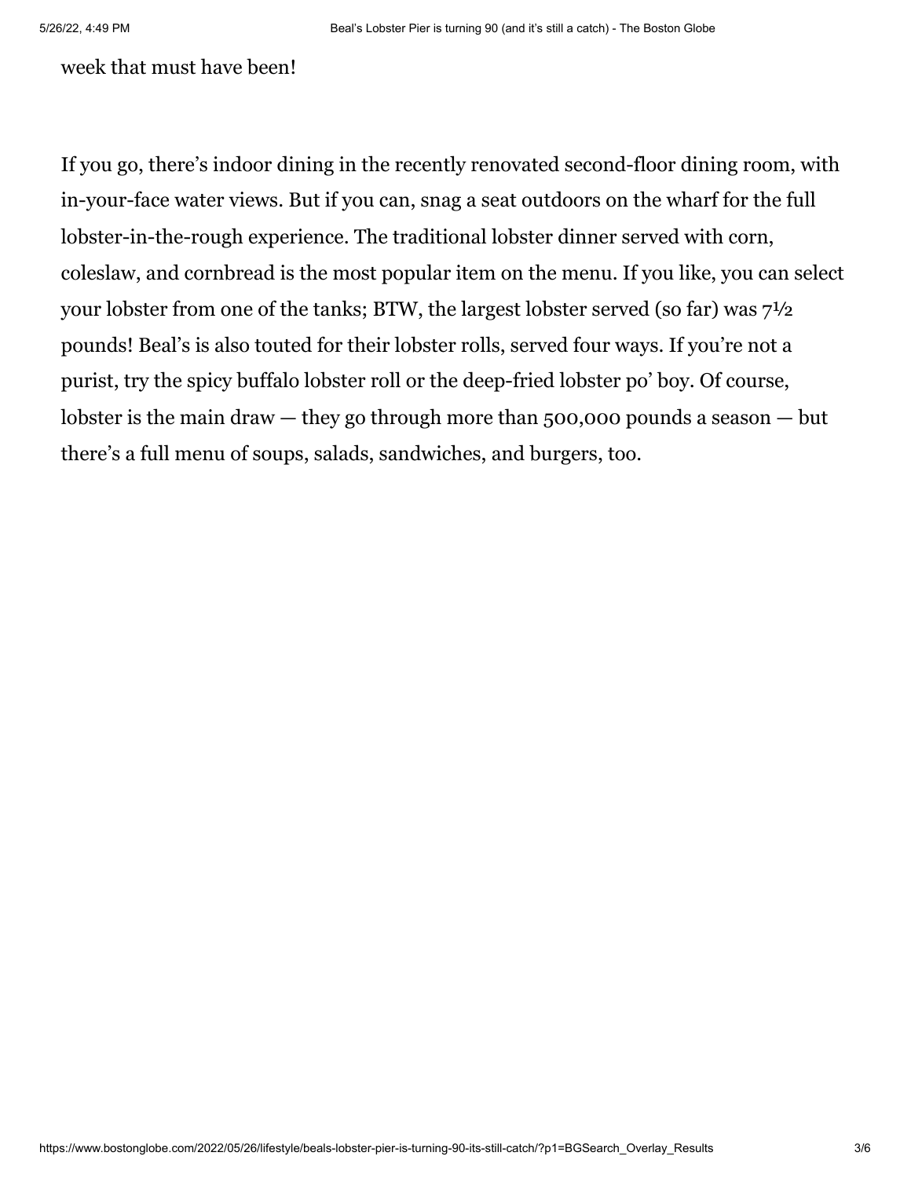week that must have been!

If you go, there's indoor dining in the recently renovated second-floor dining room, with in-your-face water views. But if you can, snag a seat outdoors on the wharf for the full lobster-in-the-rough experience. The traditional lobster dinner served with corn, coleslaw, and cornbread is the most popular item on the menu. If you like, you can select your lobster from one of the tanks; BTW, the largest lobster served (so far) was 7½ pounds! Beal's is also touted for their lobster rolls, served four ways. If you're not a purist, try the spicy buffalo lobster roll or the deep-fried lobster po' boy. Of course, lobster is the main draw — they go through more than 500,000 pounds a season — but there's a full menu of soups, salads, sandwiches, and burgers, too.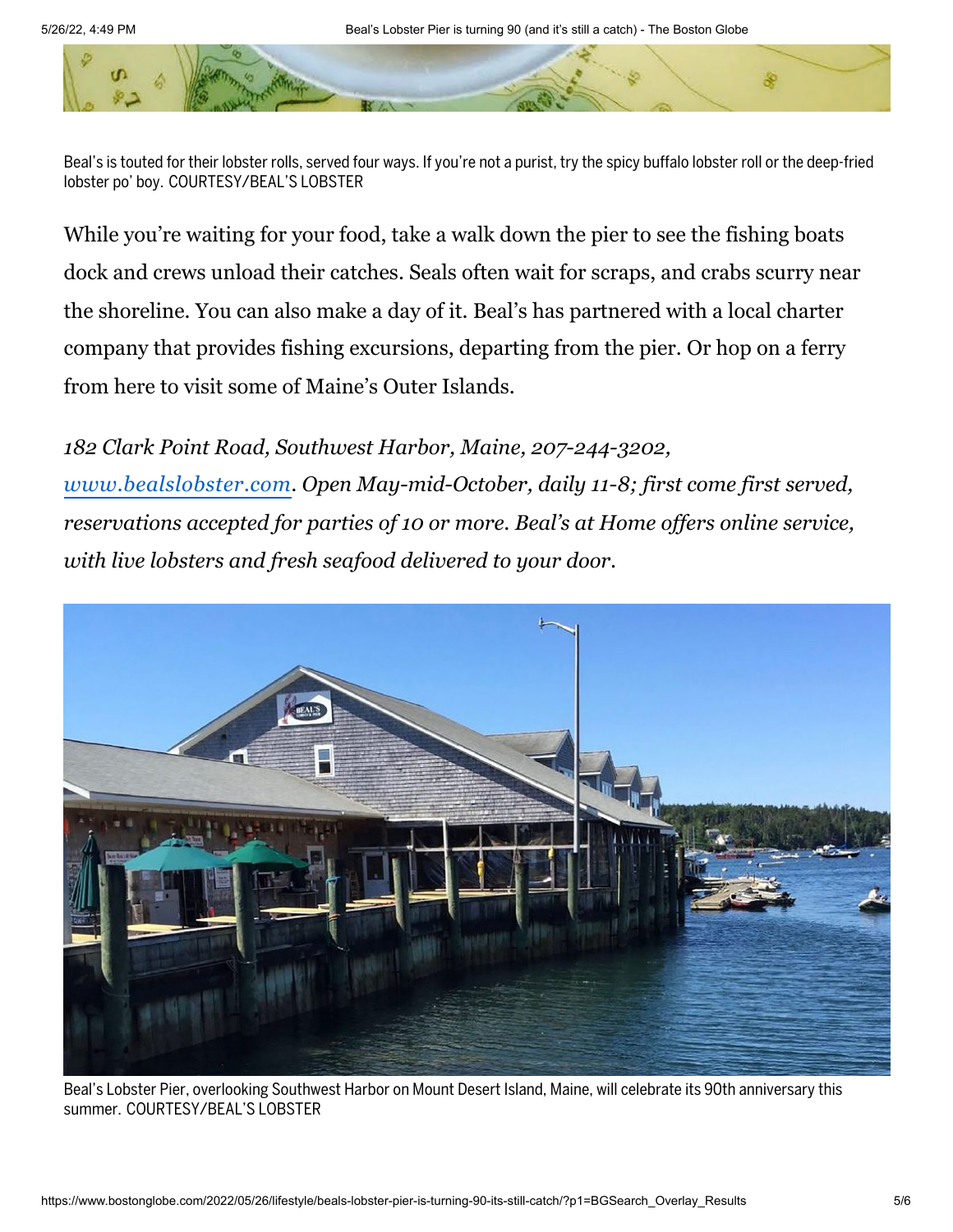Beal's is touted for their lobster rolls, served four ways. If you're not a purist, try the spicy buffalo lobster roll or the deep-fried lobster po' boy. COURTESY/BEAL'S LOBSTER

While you're waiting for your food, take a walk down the pier to see the fishing boats dock and crews unload their catches. Seals often wait for scraps, and crabs scurry near the shoreline. You can also make a day of it. Beal's has partnered with a local charter company that provides fishing excursions, departing from the pier. Or hop on a ferry from here to visit some of Maine's Outer Islands.

*182 Clark Point Road, Southwest Harbor, Maine, 207-244-3202, [www.bealslobster.com](http://www.bealslobster.com). Open May-mid-October, daily 11-8; first come first served, reservations accepted for parties of 10 or more. Beal's at Home offers online service, with live lobsters and fresh seafood delivered to your door.*

Beal's Lobster Pier, overlooking Southwest Harbor on Mount Desert Island, Maine, will celebrate its 90th anniversary this summer. COURTESY/BEAL'S LOBSTER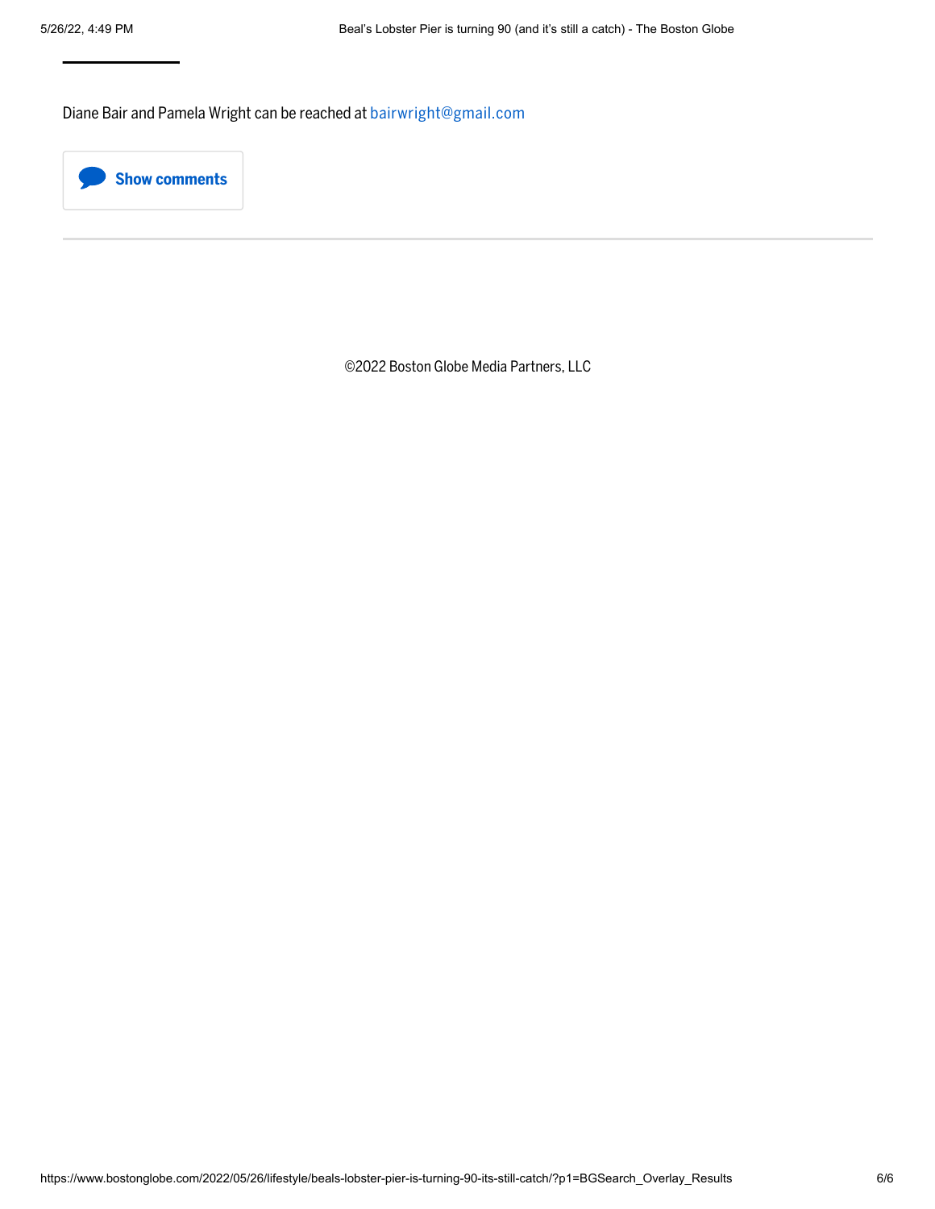Diane Bair and Pamela Wright can be reached at bairwright@gmail.com

Show comments

©2022 Boston Globe Media Partners, LLC